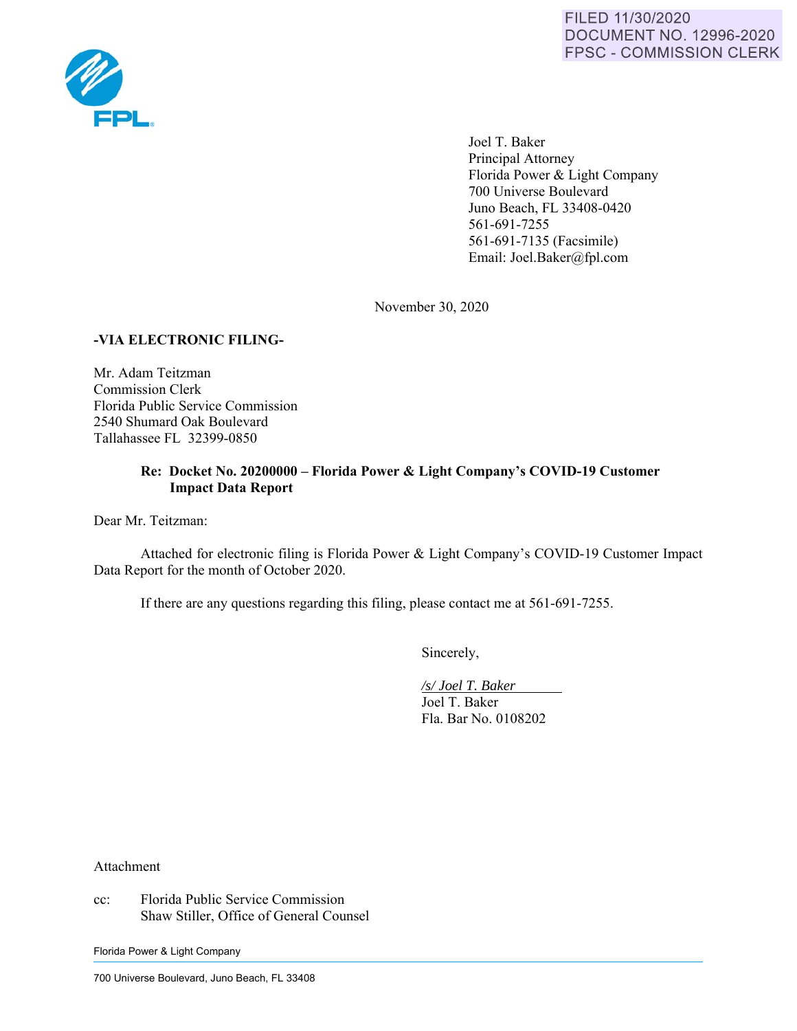FILED 11/30/2020
DOCUMENT NO. 12996-2020
FPSC - COMMISSION CLERK

FPL

Joel T. Baker
Principal Attorney
Florida Power & Light Company
700 Universe Boulevard
Juno Beach, FL 33408-0420
561-691-7255
561-691-7135 (Facsimile)
Email: Joel.Baker@fpl.com

November 30, 2020

**-VIA ELECTRONIC FILING-**

Mr. Adam Teitzman
Commission Clerk
Florida Public Service Commission
2540 Shumard Oak Boulevard
Tallahassee FL 32399-0850

**Re: Docket No. 20200000 – Florida Power & Light Company's COVID-19 Customer Impact Data Report**

Dear Mr. Teitzman:

Attached for electronic filing is Florida Power & Light Company's COVID-19 Customer Impact Data Report for the month of October 2020.

If there are any questions regarding this filing, please contact me at 561-691-7255.

Sincerely,

*/s/ Joel T. Baker*
Joel T. Baker
Fla. Bar No. 0108202

Attachment

cc: Florida Public Service Commission
Shaw Stiller, Office of General Counsel

Florida Power & Light Company

700 Universe Boulevard, Juno Beach, FL 33408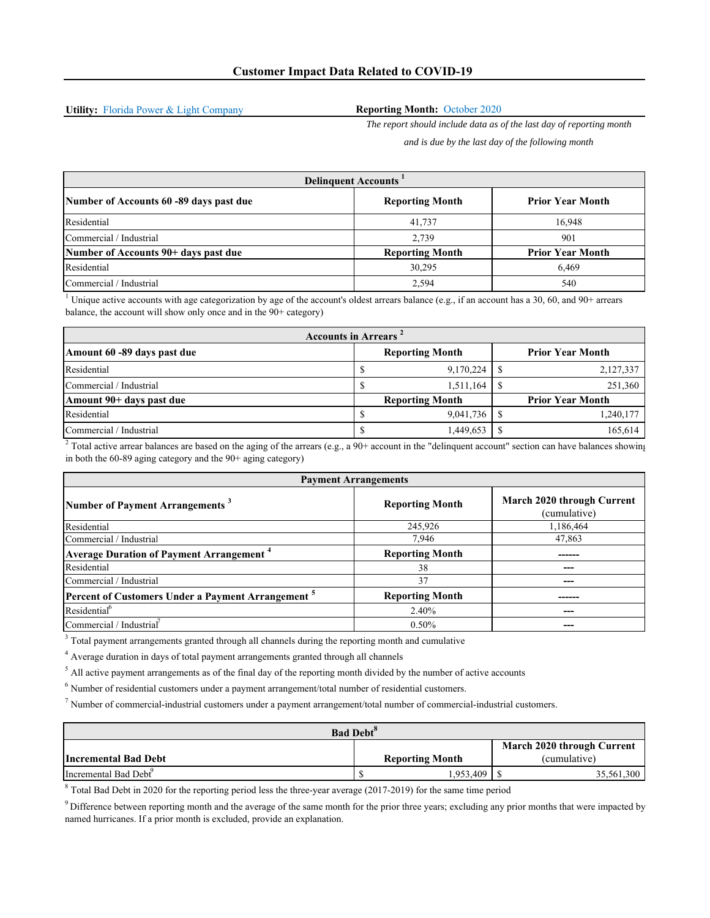## Customer Impact Data Related to COVID-19

**Utility:** Florida Power & Light Company

**Reporting Month:** October 2020

*The report should include data as of the last day of reporting month and is due by the last day of the following month*

| Delinquent Accounts [1] | | |
|---|---|---|
| **Number of Accounts 60 -89 days past due** | **Reporting Month** | **Prior Year Month** |
| Residential | 41,737 | 16,948 |
| Commercial / Industrial | 2,739 | 901 |
| **Number of Accounts 90+ days past due** | **Reporting Month** | **Prior Year Month** |
| Residential | 30,295 | 6,469 |
| Commercial / Industrial | 2,594 | 540 |

[1] Unique active accounts with age categorization by age of the account's oldest arrears balance (e.g., if an account has a 30, 60, and 90+ arrears balance, the account will show only once and in the 90+ category)

| Accounts in Arrears [2] | | |
|---|---|---|
| **Amount 60 -89 days past due** | **Reporting Month** | **Prior Year Month** |
| Residential | $ 9,170,224 | $ 2,127,337 |
| Commercial / Industrial | $ 1,511,164 | $ 251,360 |
| **Amount 90+ days past due** | **Reporting Month** | **Prior Year Month** |
| Residential | $ 9,041,736 | $ 1,240,177 |
| Commercial / Industrial | $ 1,449,653 | $ 165,614 |

[2] Total active arrear balances are based on the aging of the arrears (e.g., a 90+ account in the "delinquent account" section can have balances showing in both the 60-89 aging category and the 90+ aging category)

| Payment Arrangements | | |
|---|---|---|
| **Number of Payment Arrangements [3]** | **Reporting Month** | **March 2020 through Current** (cumulative) |
| Residential | 245,926 | 1,186,464 |
| Commercial / Industrial | 7,946 | 47,863 |
| **Average Duration of Payment Arrangement [4]** | **Reporting Month** | ------ |
| Residential | 38 | --- |
| Commercial / Industrial | 37 | --- |
| **Percent of Customers Under a Payment Arrangement [5]** | **Reporting Month** | ------ |
| Residential[6] | 2.40% | --- |
| Commercial / Industrial[7] | 0.50% | --- |

[3] Total payment arrangements granted through all channels during the reporting month and cumulative

[4] Average duration in days of total payment arrangements granted through all channels

[5] All active payment arrangements as of the final day of the reporting month divided by the number of active accounts

[6] Number of residential customers under a payment arrangement/total number of residential customers.

[7] Number of commercial-industrial customers under a payment arrangement/total number of commercial-industrial customers.

| Bad Debt[8] | | |
|---|---|---|
| **Incremental Bad Debt** | **Reporting Month** | **March 2020 through Current** (cumulative) |
| Incremental Bad Debt[9] | $ 1,953,409 | $ 35,561,300 |

[8] Total Bad Debt in 2020 for the reporting period less the three-year average (2017-2019) for the same time period

[9] Difference between reporting month and the average of the same month for the prior three years; excluding any prior months that were impacted by named hurricanes. If a prior month is excluded, provide an explanation.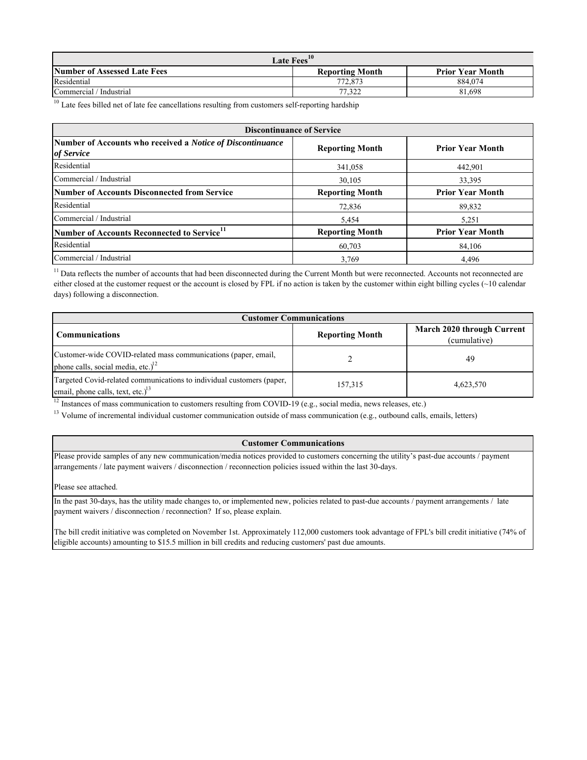| Late Fees[10] | | |
|---|---|---|
| **Number of Assessed Late Fees** | **Reporting Month** | **Prior Year Month** |
| Residential | 772,873 | 884,074 |
| Commercial / Industrial | 77,322 | 81,698 |

[10] Late fees billed net of late fee cancellations resulting from customers self-reporting hardship

| Discontinuance of Service | | |
|---|---|---|
| **Number of Accounts who received a *Notice of Discontinuance of Service*** | **Reporting Month** | **Prior Year Month** |
| Residential | 341,058 | 442,901 |
| Commercial / Industrial | 30,105 | 33,395 |
| **Number of Accounts Disconnected from Service** | **Reporting Month** | **Prior Year Month** |
| Residential | 72,836 | 89,832 |
| Commercial / Industrial | 5,454 | 5,251 |
| **Number of Accounts Reconnected to Service[11]** | **Reporting Month** | **Prior Year Month** |
| Residential | 60,703 | 84,106 |
| Commercial / Industrial | 3,769 | 4,496 |

[11] Data reflects the number of accounts that had been disconnected during the Current Month but were reconnected. Accounts not reconnected are either closed at the customer request or the account is closed by FPL if no action is taken by the customer within eight billing cycles (~10 calendar days) following a disconnection.

| Customer Communications | | |
|---|---|---|
| **Communications** | **Reporting Month** | **March 2020 through Current** (cumulative) |
| Customer-wide COVID-related mass communications (paper, email, phone calls, social media, etc.)[12] | 2 | 49 |
| Targeted Covid-related communications to individual customers (paper, email, phone calls, text, etc.)[13] | 157,315 | 4,623,570 |

[12] Instances of mass communication to customers resulting from COVID-19 (e.g., social media, news releases, etc.)

[13] Volume of incremental individual customer communication outside of mass communication (e.g., outbound calls, emails, letters)

| Customer Communications |
|---|
| Please provide samples of any new communication/media notices provided to customers concerning the utility's past-due accounts / payment arrangements / late payment waivers / disconnection / reconnection policies issued within the last 30-days.<br><br>Please see attached. |
| In the past 30-days, has the utility made changes to, or implemented new, policies related to past-due accounts / payment arrangements / late payment waivers / disconnection / reconnection? If so, please explain.<br><br>The bill credit initiative was completed on November 1st. Approximately 112,000 customers took advantage of FPL's bill credit initiative (74% of eligible accounts) amounting to $15.5 million in bill credits and reducing customers' past due amounts. |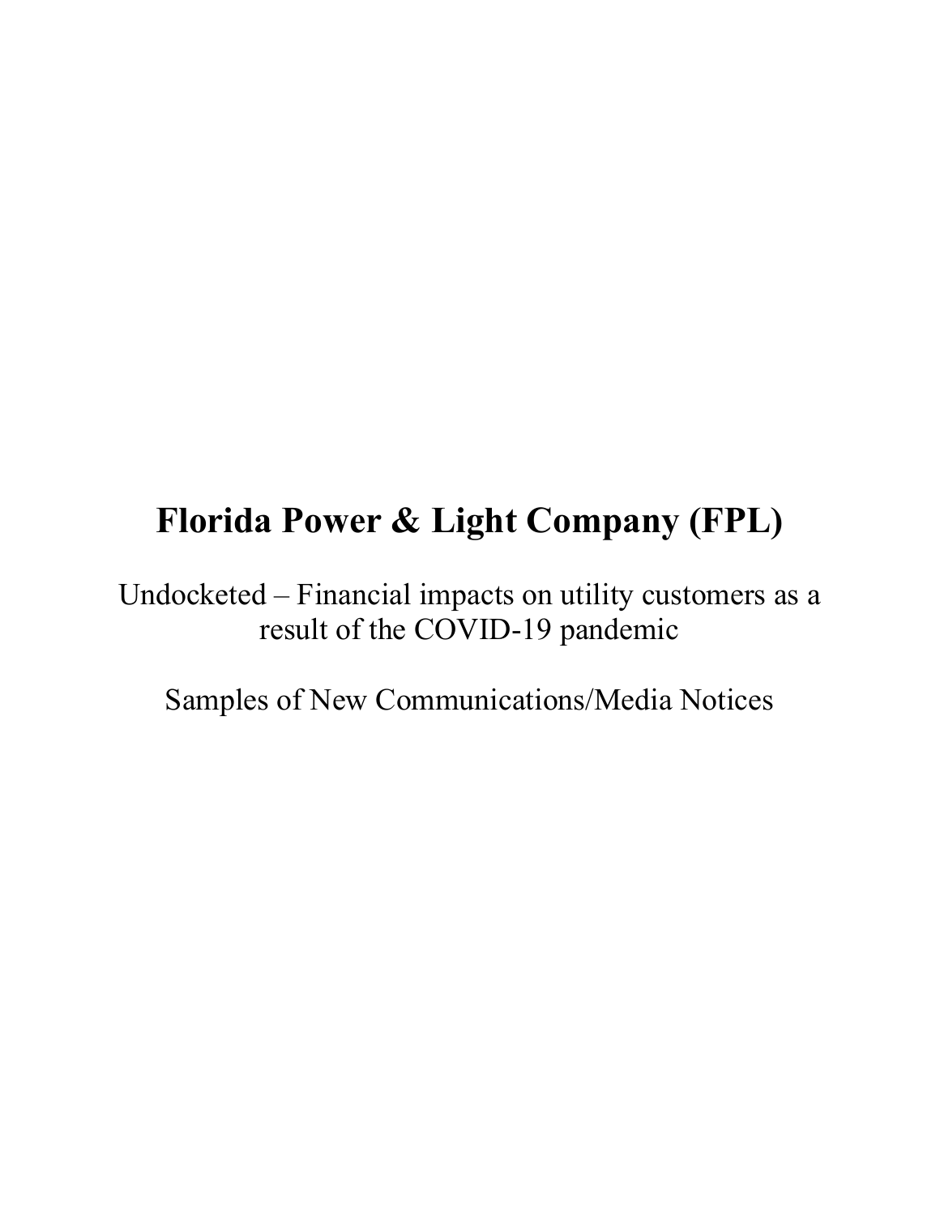# Florida Power & Light Company (FPL)

Undocketed – Financial impacts on utility customers as a result of the COVID-19 pandemic

Samples of New Communications/Media Notices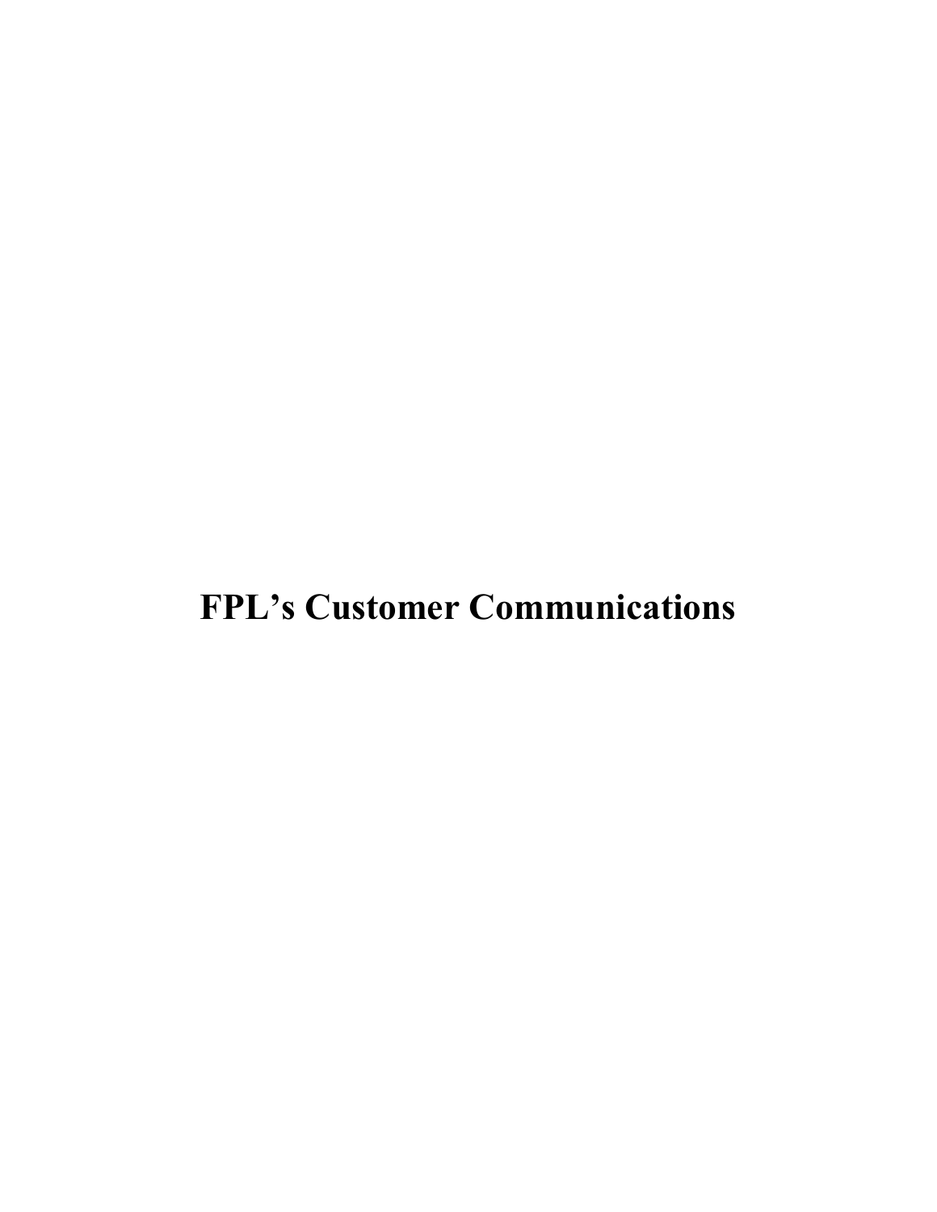# FPL's Customer Communications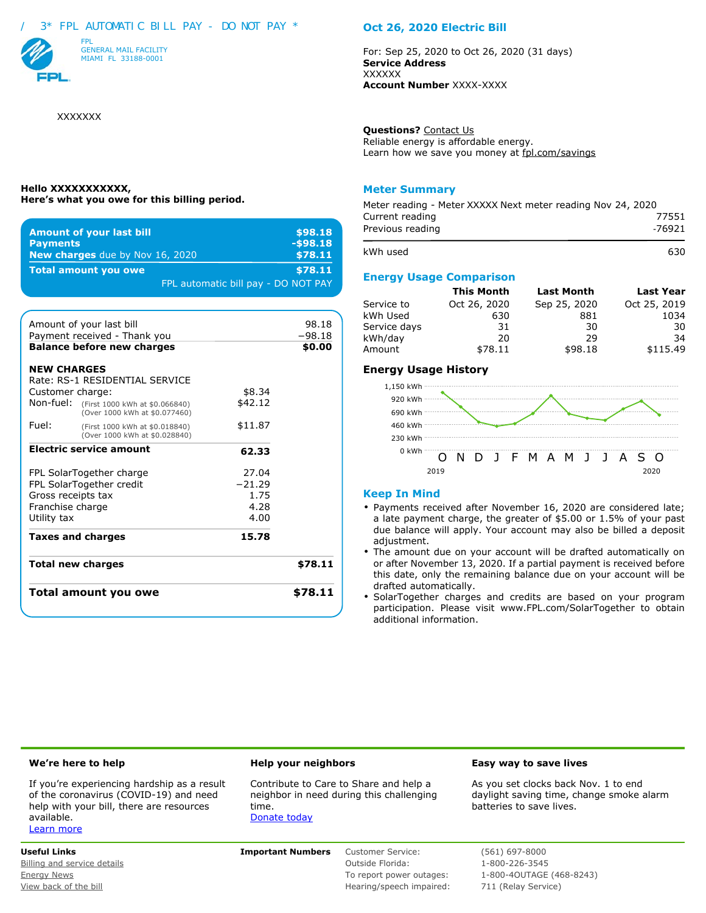/ 3* FPL AUTOMATIC BILL PAY - DO NOT PAY *

FPL
GENERAL MAIL FACILITY
MIAMI FL 33188-0001

XXXXXXX

## Oct 26, 2020 Electric Bill

For: Sep 25, 2020 to Oct 26, 2020 (31 days)
**Service Address**
XXXXXX
**Account Number** XXXX-XXXX

**Questions?** Contact Us
Reliable energy is affordable energy.
Learn how we save you money at fpl.com/savings

**Hello XXXXXXXXXXX,**
**Here's what you owe for this billing period.**

| | |
|---|---|
| **Amount of your last bill** | **$98.18** |
| **Payments** | **-$98.18** |
| **New charges** due by Nov 16, 2020 | **$78.11** |
| **Total amount you owe** | **$78.11** |

FPL automatic bill pay - DO NOT PAY

| | | |
|---|---|---|
| Amount of your last bill | | 98.18 |
| Payment received - Thank you | | −98.18 |
| **Balance before new charges** | | **$0.00** |
| **NEW CHARGES** | | |
| Rate: RS-1 RESIDENTIAL SERVICE | | |
| Customer charge: | $8.34 | |
| Non-fuel: (First 1000 kWh at $0.066840) (Over 1000 kWh at $0.077460) | $42.12 | |
| Fuel: (First 1000 kWh at $0.018840) (Over 1000 kWh at $0.028840) | $11.87 | |
| **Electric service amount** | **62.33** | |
| FPL SolarTogether charge | 27.04 | |
| FPL SolarTogether credit | −21.29 | |
| Gross receipts tax | 1.75 | |
| Franchise charge | 4.28 | |
| Utility tax | 4.00 | |
| **Taxes and charges** | **15.78** | |
| **Total new charges** | | **$78.11** |
| **Total amount you owe** | | **$78.11** |

## Meter Summary

Meter reading - Meter XXXXX Next meter reading Nov 24, 2020

| | |
|---|---|
| Current reading | 77551 |
| Previous reading | -76921 |
| kWh used | 630 |

## Energy Usage Comparison

| | This Month | Last Month | Last Year |
|---|---|---|---|
| Service to | Oct 26, 2020 | Sep 25, 2020 | Oct 25, 2019 |
| kWh Used | 630 | 881 | 1034 |
| Service days | 31 | 30 | 30 |
| kWh/day | 20 | 29 | 34 |
| Amount | $78.11 | $98.18 | $115.49 |

### Energy Usage History

1,150 kWh
920 kWh
690 kWh
460 kWh
230 kWh
0 kWh
O N D J F M A M J J A S O
2019 2020

## Keep In Mind

- Payments received after November 16, 2020 are considered late; a late payment charge, the greater of $5.00 or 1.5% of your past due balance will apply. Your account may also be billed a deposit adjustment.
- The amount due on your account will be drafted automatically on or after November 13, 2020. If a partial payment is received before this date, only the remaining balance due on your account will be drafted automatically.
- SolarTogether charges and credits are based on your program participation. Please visit www.FPL.com/SolarTogether to obtain additional information.

### We're here to help

If you're experiencing hardship as a result of the coronavirus (COVID-19) and need help with your bill, there are resources available.
Learn more

### Help your neighbors

Contribute to Care to Share and help a neighbor in need during this challenging time.
Donate today

### Easy way to save lives

As you set clocks back Nov. 1 to end daylight saving time, change smoke alarm batteries to save lives.

**Useful Links**
Billing and service details
Energy News
View back of the bill

**Important Numbers**

| | |
|---|---|
| Customer Service: | (561) 697-8000 |
| Outside Florida: | 1-800-226-3545 |
| To report power outages: | 1-800-4OUTAGE (468-8243) |
| Hearing/speech impaired: | 711 (Relay Service) |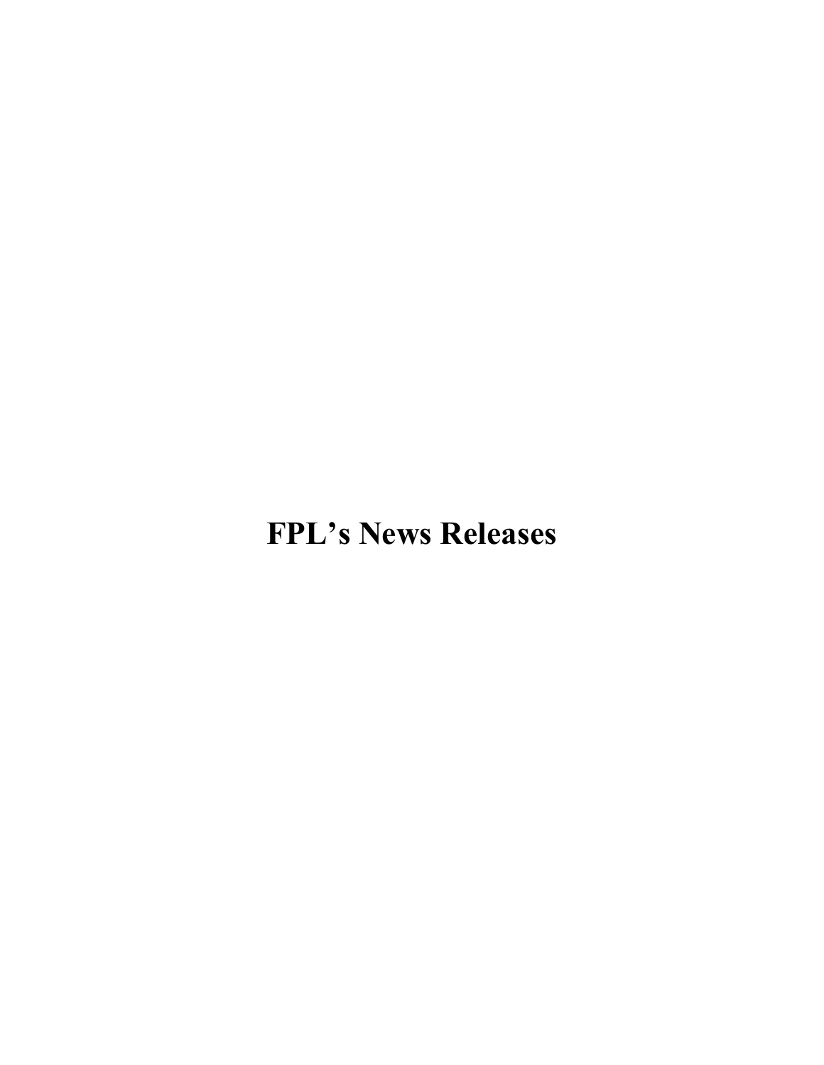# FPL’s News Releases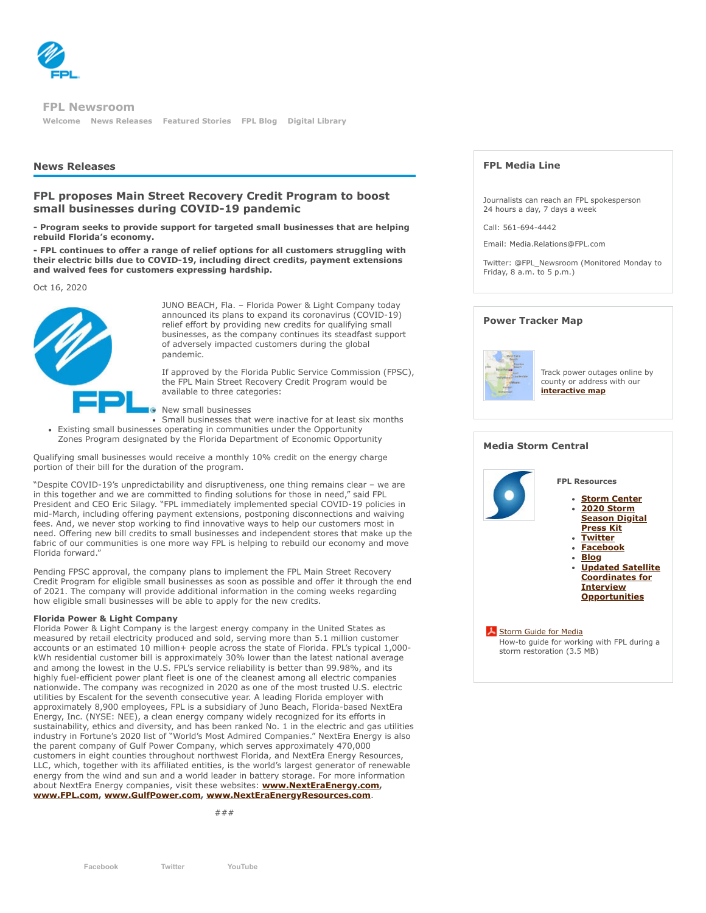## FPL Newsroom

Welcome News Releases Featured Stories FPL Blog Digital Library

## News Releases

### FPL proposes Main Street Recovery Credit Program to boost small businesses during COVID-19 pandemic

**- Program seeks to provide support for targeted small businesses that are helping rebuild Florida's economy.**

**- FPL continues to offer a range of relief options for all customers struggling with their electric bills due to COVID-19, including direct credits, payment extensions and waived fees for customers expressing hardship.**

Oct 16, 2020

JUNO BEACH, Fla. – Florida Power & Light Company today announced its plans to expand its coronavirus (COVID-19) relief effort by providing new credits for qualifying small businesses, as the company continues its steadfast support of adversely impacted customers during the global pandemic.

If approved by the Florida Public Service Commission (FPSC), the FPL Main Street Recovery Credit Program would be available to three categories:

- New small businesses
- Small businesses that were inactive for at least six months
- Existing small businesses operating in communities under the Opportunity Zones Program designated by the Florida Department of Economic Opportunity

Qualifying small businesses would receive a monthly 10% credit on the energy charge portion of their bill for the duration of the program.

"Despite COVID-19's unpredictability and disruptiveness, one thing remains clear – we are in this together and we are committed to finding solutions for those in need," said FPL President and CEO Eric Silagy. "FPL immediately implemented special COVID-19 policies in mid-March, including offering payment extensions, postponing disconnections and waiving fees. And, we never stop working to find innovative ways to help our customers most in need. Offering new bill credits to small businesses and independent stores that make up the fabric of our communities is one more way FPL is helping to rebuild our economy and move Florida forward."

Pending FPSC approval, the company plans to implement the FPL Main Street Recovery Credit Program for eligible small businesses as soon as possible and offer it through the end of 2021. The company will provide additional information in the coming weeks regarding how eligible small businesses will be able to apply for the new credits.

**Florida Power & Light Company**
Florida Power & Light Company is the largest energy company in the United States as measured by retail electricity produced and sold, serving more than 5.1 million customer accounts or an estimated 10 million+ people across the state of Florida. FPL's typical 1,000-kWh residential customer bill is approximately 30% lower than the latest national average and among the lowest in the U.S. FPL's service reliability is better than 99.98%, and its highly fuel-efficient power plant fleet is one of the cleanest among all electric companies nationwide. The company was recognized in 2020 as one of the most trusted U.S. electric utilities by Escalent for the seventh consecutive year. A leading Florida employer with approximately 8,900 employees, FPL is a subsidiary of Juno Beach, Florida-based NextEra Energy, Inc. (NYSE: NEE), a clean energy company widely recognized for its efforts in sustainability, ethics and diversity, and has been ranked No. 1 in the electric and gas utilities industry in Fortune's 2020 list of "World's Most Admired Companies." NextEra Energy is also the parent company of Gulf Power Company, which serves approximately 470,000 customers in eight counties throughout northwest Florida, and NextEra Energy Resources, LLC, which, together with its affiliated entities, is the world's largest generator of renewable energy from the wind and sun and a world leader in battery storage. For more information about NextEra Energy companies, visit these websites: **www.NextEraEnergy.com**, **www.FPL.com**, **www.GulfPower.com**, **www.NextEraEnergyResources.com**.

###

### FPL Media Line

Journalists can reach an FPL spokesperson 24 hours a day, 7 days a week

Call: 561-694-4442

Email: Media.Relations@FPL.com

Twitter: @FPL_Newsroom (Monitored Monday to Friday, 8 a.m. to 5 p.m.)

### Power Tracker Map

Track power outages online by county or address with our **interactive map**

### Media Storm Central

**FPL Resources**

- **Storm Center**
- **2020 Storm Season Digital Press Kit**
- **Twitter**
- **Facebook**
- **Blog**
- **Updated Satellite Coordinates for Interview Opportunities**

Storm Guide for Media
How-to guide for working with FPL during a storm restoration (3.5 MB)

Facebook Twitter YouTube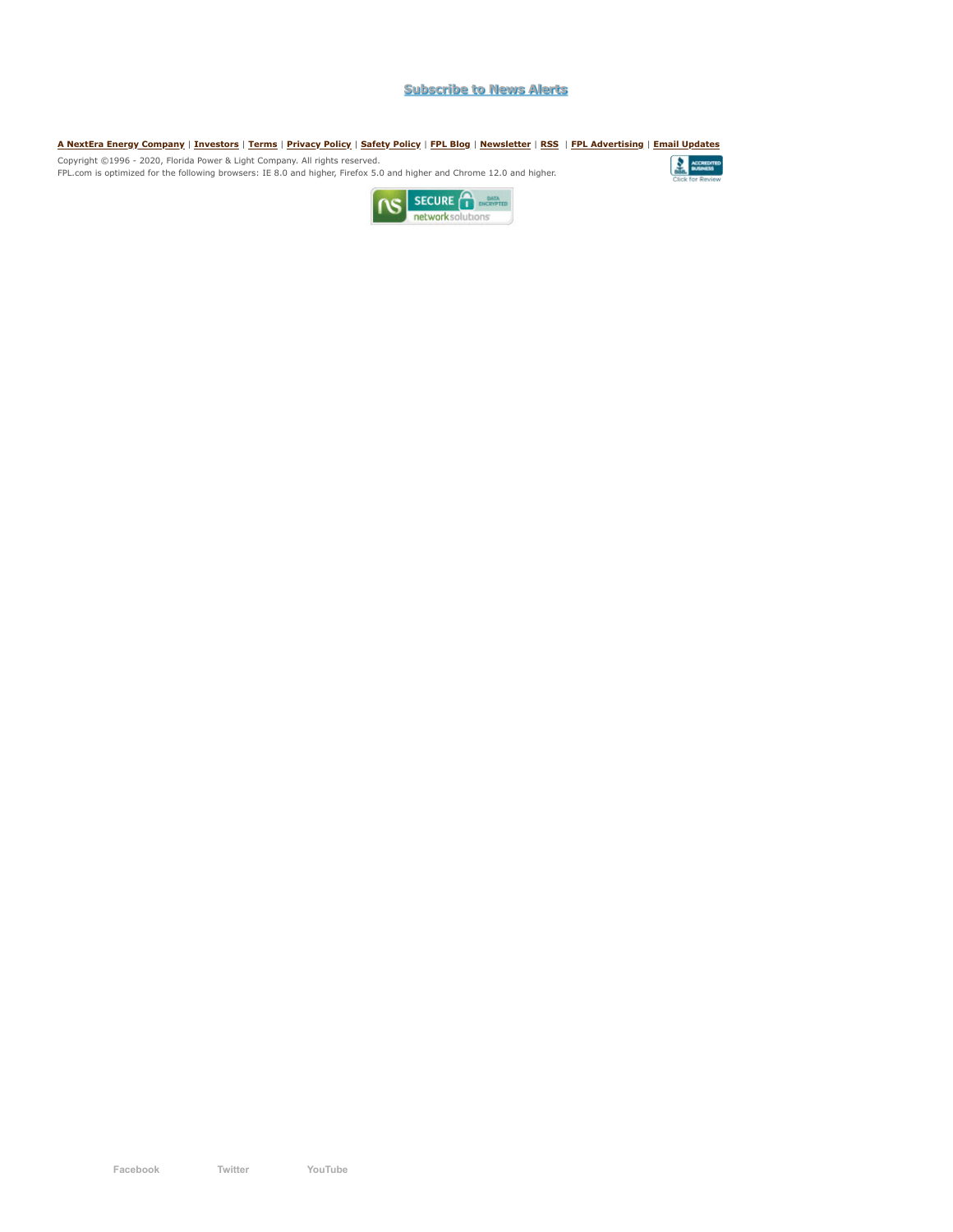Subscribe to News Alerts

A NextEra Energy Company | Investors | Terms | Privacy Policy | Safety Policy | FPL Blog | Newsletter | RSS | FPL Advertising | Email Updates

Copyright ©1996 - 2020, Florida Power & Light Company. All rights reserved.
FPL.com is optimized for the following browsers: IE 8.0 and higher, Firefox 5.0 and higher and Chrome 12.0 and higher.

Facebook Twitter YouTube